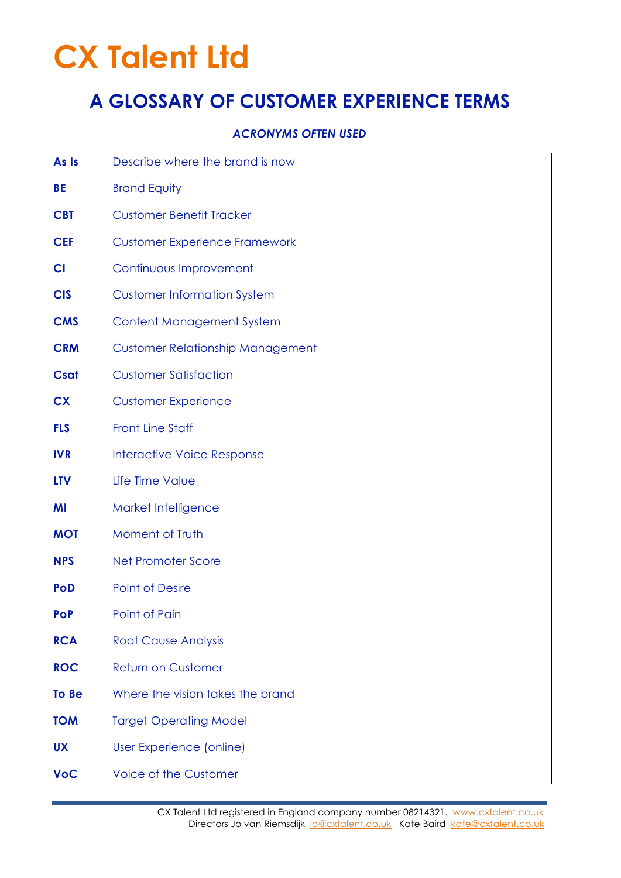# CX Talent Ltd

## A GLOSSARY OF CUSTOMER EXPERIENCE TERMS

***ACRONYMS OFTEN USED***

| | |
|---|---|
| **As Is** | Describe where the brand is now |
| **BE** | Brand Equity |
| **CBT** | Customer Benefit Tracker |
| **CEF** | Customer Experience Framework |
| **CI** | Continuous Improvement |
| **CIS** | Customer Information System |
| **CMS** | Content Management System |
| **CRM** | Customer Relationship Management |
| **Csat** | Customer Satisfaction |
| **CX** | Customer Experience |
| **FLS** | Front Line Staff |
| **IVR** | Interactive Voice Response |
| **LTV** | Life Time Value |
| **MI** | Market Intelligence |
| **MOT** | Moment of Truth |
| **NPS** | Net Promoter Score |
| **PoD** | Point of Desire |
| **PoP** | Point of Pain |
| **RCA** | Root Cause Analysis |
| **ROC** | Return on Customer |
| **To Be** | Where the vision takes the brand |
| **TOM** | Target Operating Model |
| **UX** | User Experience (online) |
| **VoC** | Voice of the Customer |

CX Talent Ltd registered in England company number 08214321. www.cxtalent.co.uk
Directors Jo van Riemsdijk jo@cxtalent.co.uk Kate Baird kate@cxtalent.co.uk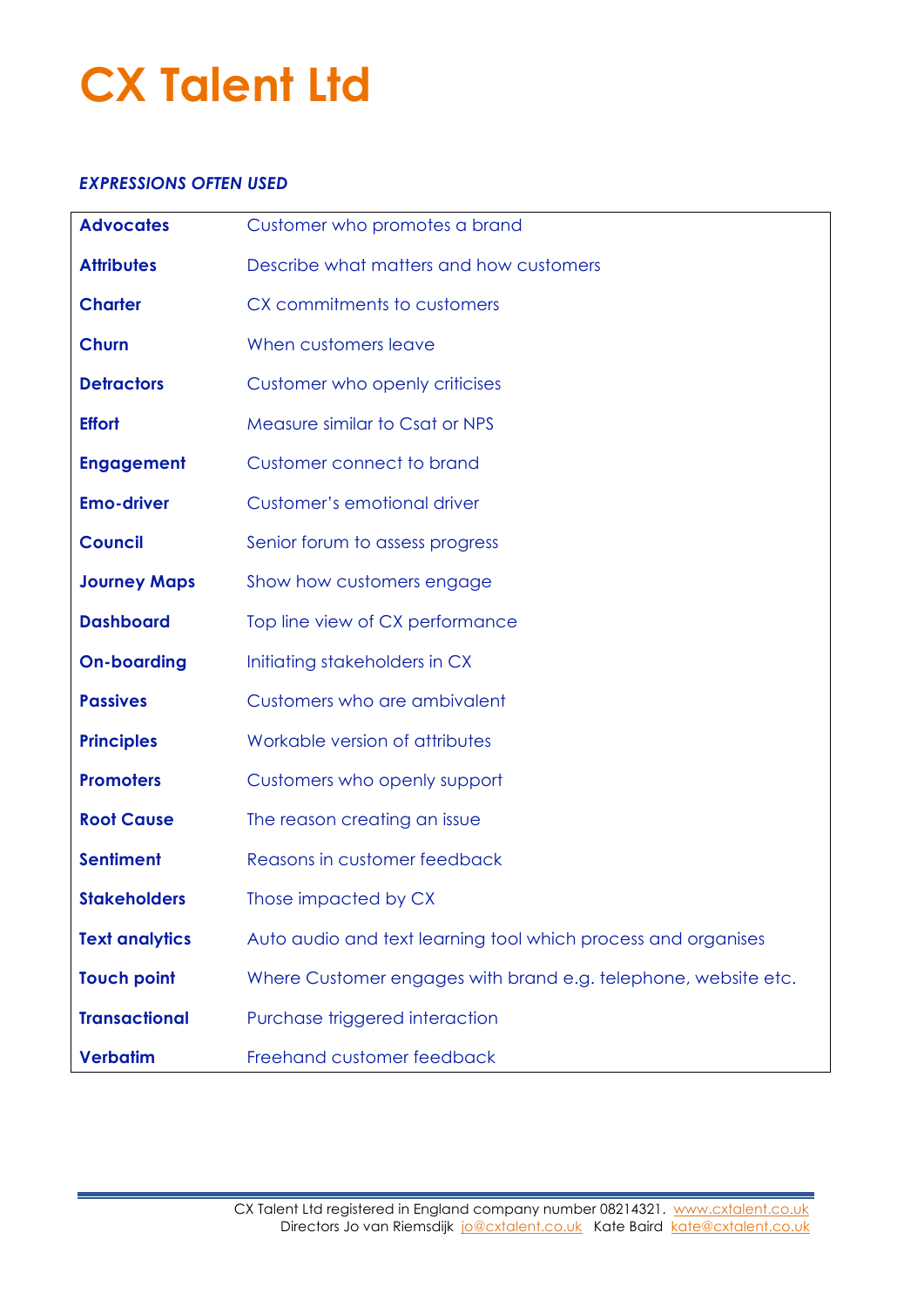# CX Talent Ltd

***EXPRESSIONS OFTEN USED***

| | |
|---|---|
| **Advocates** | Customer who promotes a brand |
| **Attributes** | Describe what matters and how customers |
| **Charter** | CX commitments to customers |
| **Churn** | When customers leave |
| **Detractors** | Customer who openly criticises |
| **Effort** | Measure similar to Csat or NPS |
| **Engagement** | Customer connect to brand |
| **Emo-driver** | Customer's emotional driver |
| **Council** | Senior forum to assess progress |
| **Journey Maps** | Show how customers engage |
| **Dashboard** | Top line view of CX performance |
| **On-boarding** | Initiating stakeholders in CX |
| **Passives** | Customers who are ambivalent |
| **Principles** | Workable version of attributes |
| **Promoters** | Customers who openly support |
| **Root Cause** | The reason creating an issue |
| **Sentiment** | Reasons in customer feedback |
| **Stakeholders** | Those impacted by CX |
| **Text analytics** | Auto audio and text learning tool which process and organises |
| **Touch point** | Where Customer engages with brand e.g. telephone, website etc. |
| **Transactional** | Purchase triggered interaction |
| **Verbatim** | Freehand customer feedback |

CX Talent Ltd registered in England company number 08214321. www.cxtalent.co.uk
Directors Jo van Riemsdijk jo@cxtalent.co.uk Kate Baird kate@cxtalent.co.uk